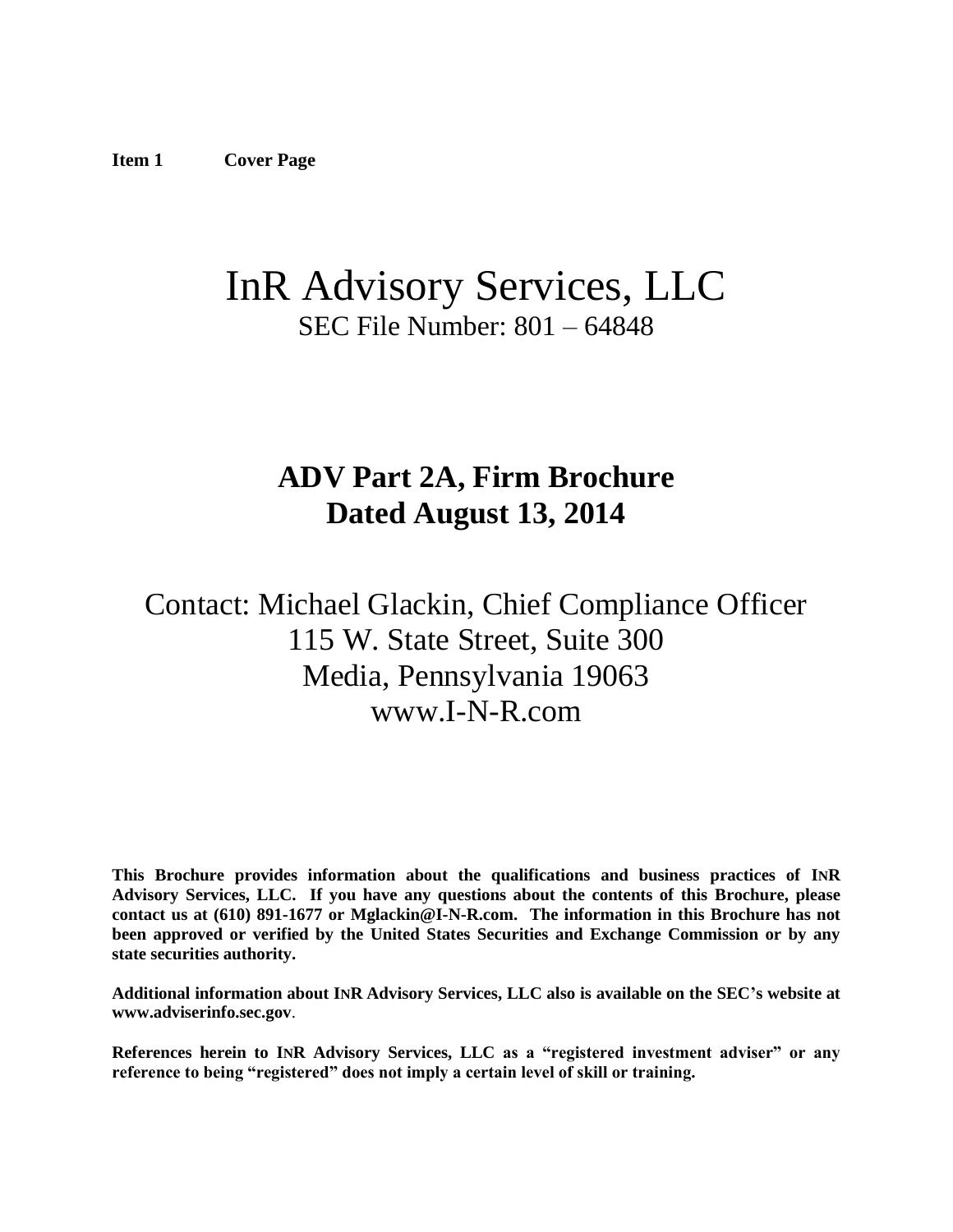**Item 1 Cover Page**

# InR Advisory Services, LLC

SEC File Number: 801 – 64848

## ADV Part 2A, Firm Brochure
## Dated August 13, 2014

Contact: Michael Glackin, Chief Compliance Officer
115 W. State Street, Suite 300
Media, Pennsylvania 19063
www.I-N-R.com

**This Brochure provides information about the qualifications and business practices of INR Advisory Services, LLC. If you have any questions about the contents of this Brochure, please contact us at (610) 891-1677 or Mglackin@I-N-R.com. The information in this Brochure has not been approved or verified by the United States Securities and Exchange Commission or by any state securities authority.**

**Additional information about INR Advisory Services, LLC also is available on the SEC's website at www.adviserinfo.sec.gov**.

**References herein to INR Advisory Services, LLC as a "registered investment adviser" or any reference to being "registered" does not imply a certain level of skill or training.**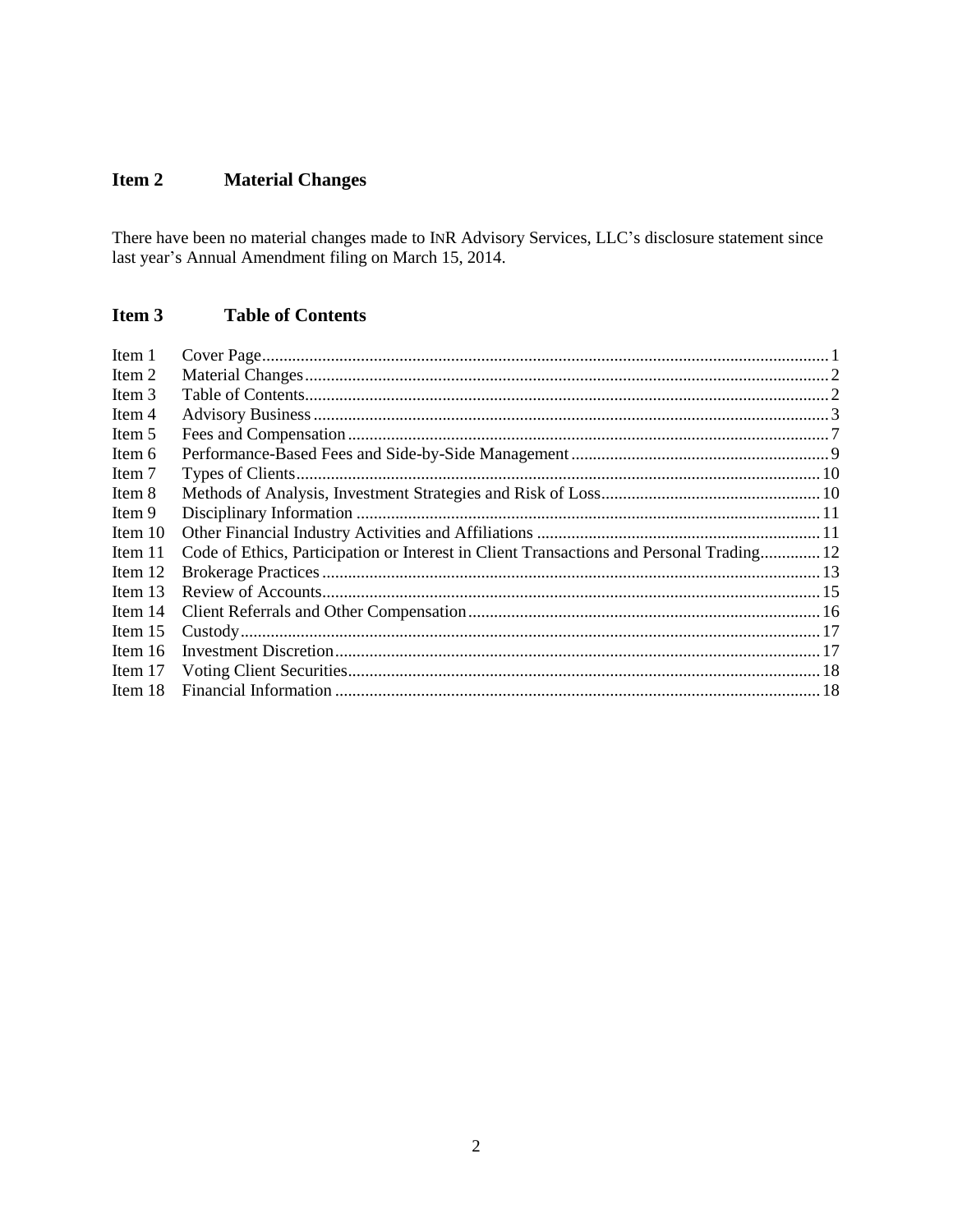## Item 2 Material Changes

There have been no material changes made to INR Advisory Services, LLC's disclosure statement since last year's Annual Amendment filing on March 15, 2014.

## Item 3 Table of Contents

| | | |
|---|---|---|
| Item 1 | Cover Page | 1 |
| Item 2 | Material Changes | 2 |
| Item 3 | Table of Contents | 2 |
| Item 4 | Advisory Business | 3 |
| Item 5 | Fees and Compensation | 7 |
| Item 6 | Performance-Based Fees and Side-by-Side Management | 9 |
| Item 7 | Types of Clients | 10 |
| Item 8 | Methods of Analysis, Investment Strategies and Risk of Loss | 10 |
| Item 9 | Disciplinary Information | 11 |
| Item 10 | Other Financial Industry Activities and Affiliations | 11 |
| Item 11 | Code of Ethics, Participation or Interest in Client Transactions and Personal Trading | 12 |
| Item 12 | Brokerage Practices | 13 |
| Item 13 | Review of Accounts | 15 |
| Item 14 | Client Referrals and Other Compensation | 16 |
| Item 15 | Custody | 17 |
| Item 16 | Investment Discretion | 17 |
| Item 17 | Voting Client Securities | 18 |
| Item 18 | Financial Information | 18 |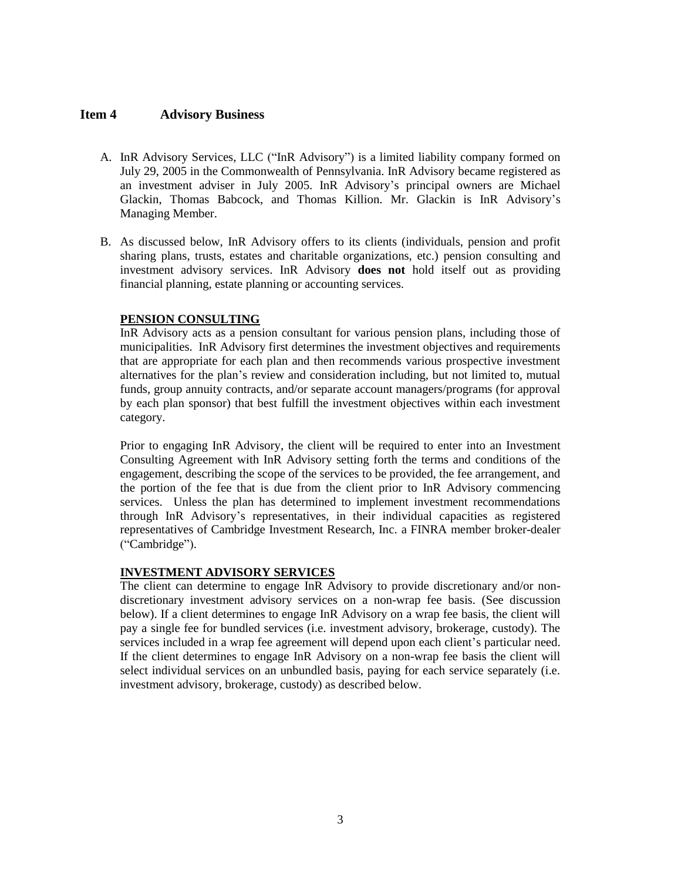## Item 4 Advisory Business

A. InR Advisory Services, LLC ("InR Advisory") is a limited liability company formed on July 29, 2005 in the Commonwealth of Pennsylvania. InR Advisory became registered as an investment adviser in July 2005. InR Advisory's principal owners are Michael Glackin, Thomas Babcock, and Thomas Killion. Mr. Glackin is InR Advisory's Managing Member.

B. As discussed below, InR Advisory offers to its clients (individuals, pension and profit sharing plans, trusts, estates and charitable organizations, etc.) pension consulting and investment advisory services. InR Advisory **does not** hold itself out as providing financial planning, estate planning or accounting services.

**PENSION CONSULTING**

InR Advisory acts as a pension consultant for various pension plans, including those of municipalities. InR Advisory first determines the investment objectives and requirements that are appropriate for each plan and then recommends various prospective investment alternatives for the plan's review and consideration including, but not limited to, mutual funds, group annuity contracts, and/or separate account managers/programs (for approval by each plan sponsor) that best fulfill the investment objectives within each investment category.

Prior to engaging InR Advisory, the client will be required to enter into an Investment Consulting Agreement with InR Advisory setting forth the terms and conditions of the engagement, describing the scope of the services to be provided, the fee arrangement, and the portion of the fee that is due from the client prior to InR Advisory commencing services. Unless the plan has determined to implement investment recommendations through InR Advisory's representatives, in their individual capacities as registered representatives of Cambridge Investment Research, Inc. a FINRA member broker-dealer ("Cambridge").

**INVESTMENT ADVISORY SERVICES**

The client can determine to engage InR Advisory to provide discretionary and/or non-discretionary investment advisory services on a non-wrap fee basis. (See discussion below). If a client determines to engage InR Advisory on a wrap fee basis, the client will pay a single fee for bundled services (i.e. investment advisory, brokerage, custody). The services included in a wrap fee agreement will depend upon each client's particular need. If the client determines to engage InR Advisory on a non-wrap fee basis the client will select individual services on an unbundled basis, paying for each service separately (i.e. investment advisory, brokerage, custody) as described below.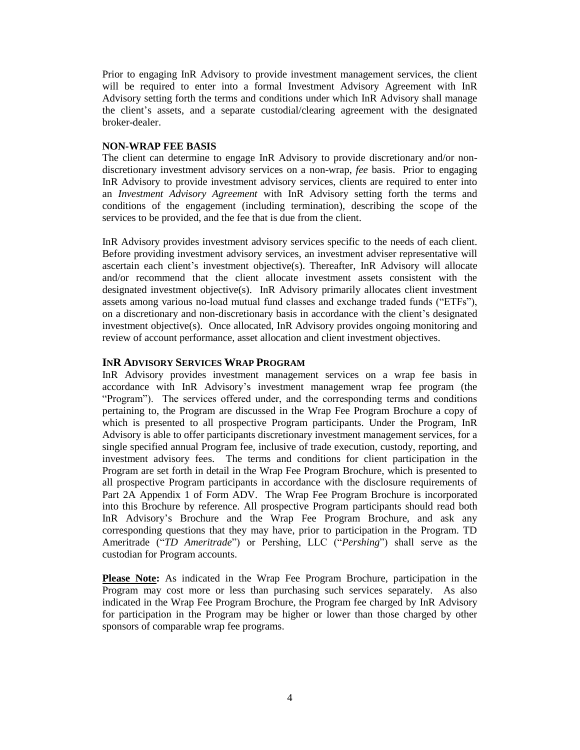Prior to engaging InR Advisory to provide investment management services, the client will be required to enter into a formal Investment Advisory Agreement with InR Advisory setting forth the terms and conditions under which InR Advisory shall manage the client's assets, and a separate custodial/clearing agreement with the designated broker-dealer.

**NON-WRAP FEE BASIS**

The client can determine to engage InR Advisory to provide discretionary and/or non-discretionary investment advisory services on a non-wrap, *fee* basis. Prior to engaging InR Advisory to provide investment advisory services, clients are required to enter into an *Investment Advisory Agreement* with InR Advisory setting forth the terms and conditions of the engagement (including termination), describing the scope of the services to be provided, and the fee that is due from the client.

InR Advisory provides investment advisory services specific to the needs of each client. Before providing investment advisory services, an investment adviser representative will ascertain each client's investment objective(s). Thereafter, InR Advisory will allocate and/or recommend that the client allocate investment assets consistent with the designated investment objective(s). InR Advisory primarily allocates client investment assets among various no-load mutual fund classes and exchange traded funds ("ETFs"), on a discretionary and non-discretionary basis in accordance with the client's designated investment objective(s). Once allocated, InR Advisory provides ongoing monitoring and review of account performance, asset allocation and client investment objectives.

**INR ADVISORY SERVICES WRAP PROGRAM**

InR Advisory provides investment management services on a wrap fee basis in accordance with InR Advisory's investment management wrap fee program (the "Program"). The services offered under, and the corresponding terms and conditions pertaining to, the Program are discussed in the Wrap Fee Program Brochure a copy of which is presented to all prospective Program participants. Under the Program, InR Advisory is able to offer participants discretionary investment management services, for a single specified annual Program fee, inclusive of trade execution, custody, reporting, and investment advisory fees. The terms and conditions for client participation in the Program are set forth in detail in the Wrap Fee Program Brochure, which is presented to all prospective Program participants in accordance with the disclosure requirements of Part 2A Appendix 1 of Form ADV. The Wrap Fee Program Brochure is incorporated into this Brochure by reference. All prospective Program participants should read both InR Advisory's Brochure and the Wrap Fee Program Brochure, and ask any corresponding questions that they may have, prior to participation in the Program. TD Ameritrade ("*TD Ameritrade*") or Pershing, LLC ("*Pershing*") shall serve as the custodian for Program accounts.

**Please Note:** As indicated in the Wrap Fee Program Brochure, participation in the Program may cost more or less than purchasing such services separately. As also indicated in the Wrap Fee Program Brochure, the Program fee charged by InR Advisory for participation in the Program may be higher or lower than those charged by other sponsors of comparable wrap fee programs.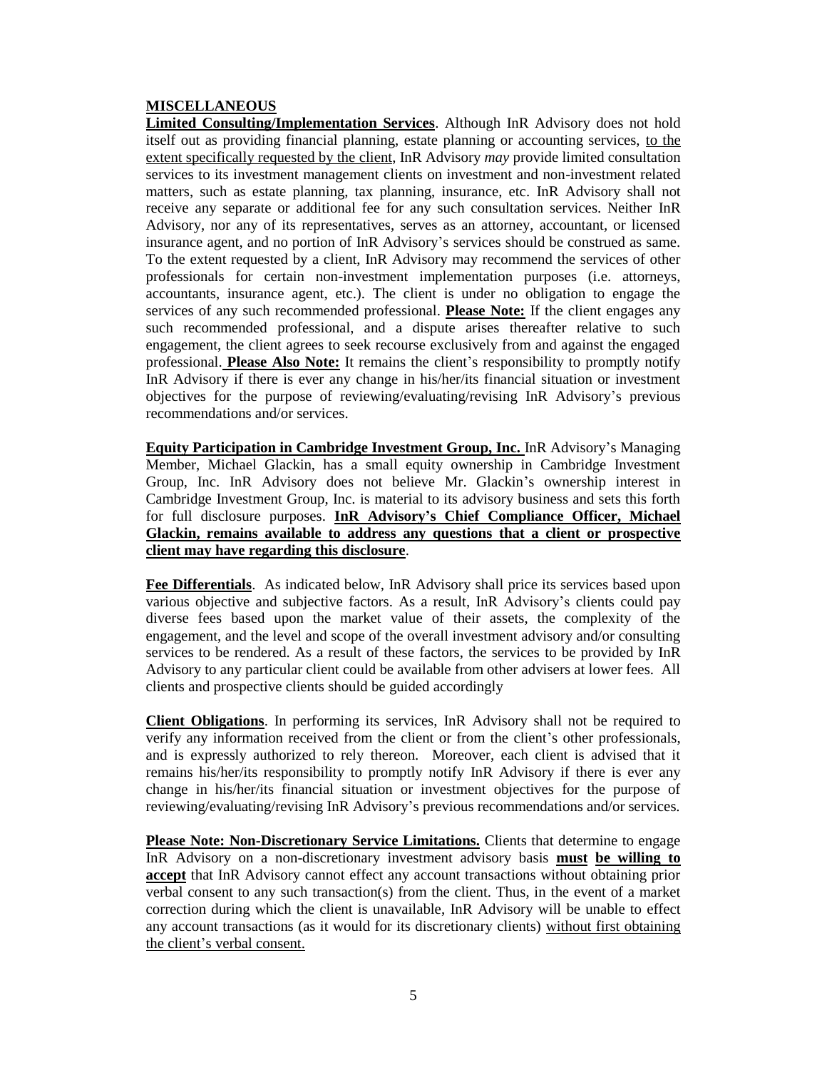**MISCELLANEOUS**

**Limited Consulting/Implementation Services**. Although InR Advisory does not hold itself out as providing financial planning, estate planning or accounting services, to the extent specifically requested by the client, InR Advisory *may* provide limited consultation services to its investment management clients on investment and non-investment related matters, such as estate planning, tax planning, insurance, etc. InR Advisory shall not receive any separate or additional fee for any such consultation services. Neither InR Advisory, nor any of its representatives, serves as an attorney, accountant, or licensed insurance agent, and no portion of InR Advisory's services should be construed as same. To the extent requested by a client, InR Advisory may recommend the services of other professionals for certain non-investment implementation purposes (i.e. attorneys, accountants, insurance agent, etc.). The client is under no obligation to engage the services of any such recommended professional. **Please Note:** If the client engages any such recommended professional, and a dispute arises thereafter relative to such engagement, the client agrees to seek recourse exclusively from and against the engaged professional. **Please Also Note:** It remains the client's responsibility to promptly notify InR Advisory if there is ever any change in his/her/its financial situation or investment objectives for the purpose of reviewing/evaluating/revising InR Advisory's previous recommendations and/or services.

**Equity Participation in Cambridge Investment Group, Inc.** InR Advisory's Managing Member, Michael Glackin, has a small equity ownership in Cambridge Investment Group, Inc. InR Advisory does not believe Mr. Glackin's ownership interest in Cambridge Investment Group, Inc. is material to its advisory business and sets this forth for full disclosure purposes. **InR Advisory's Chief Compliance Officer, Michael Glackin, remains available to address any questions that a client or prospective client may have regarding this disclosure**.

**Fee Differentials**. As indicated below, InR Advisory shall price its services based upon various objective and subjective factors. As a result, InR Advisory's clients could pay diverse fees based upon the market value of their assets, the complexity of the engagement, and the level and scope of the overall investment advisory and/or consulting services to be rendered. As a result of these factors, the services to be provided by InR Advisory to any particular client could be available from other advisers at lower fees. All clients and prospective clients should be guided accordingly

**Client Obligations**. In performing its services, InR Advisory shall not be required to verify any information received from the client or from the client's other professionals, and is expressly authorized to rely thereon. Moreover, each client is advised that it remains his/her/its responsibility to promptly notify InR Advisory if there is ever any change in his/her/its financial situation or investment objectives for the purpose of reviewing/evaluating/revising InR Advisory's previous recommendations and/or services.

**Please Note: Non-Discretionary Service Limitations.** Clients that determine to engage InR Advisory on a non-discretionary investment advisory basis **must be willing to accept** that InR Advisory cannot effect any account transactions without obtaining prior verbal consent to any such transaction(s) from the client. Thus, in the event of a market correction during which the client is unavailable, InR Advisory will be unable to effect any account transactions (as it would for its discretionary clients) without first obtaining the client's verbal consent.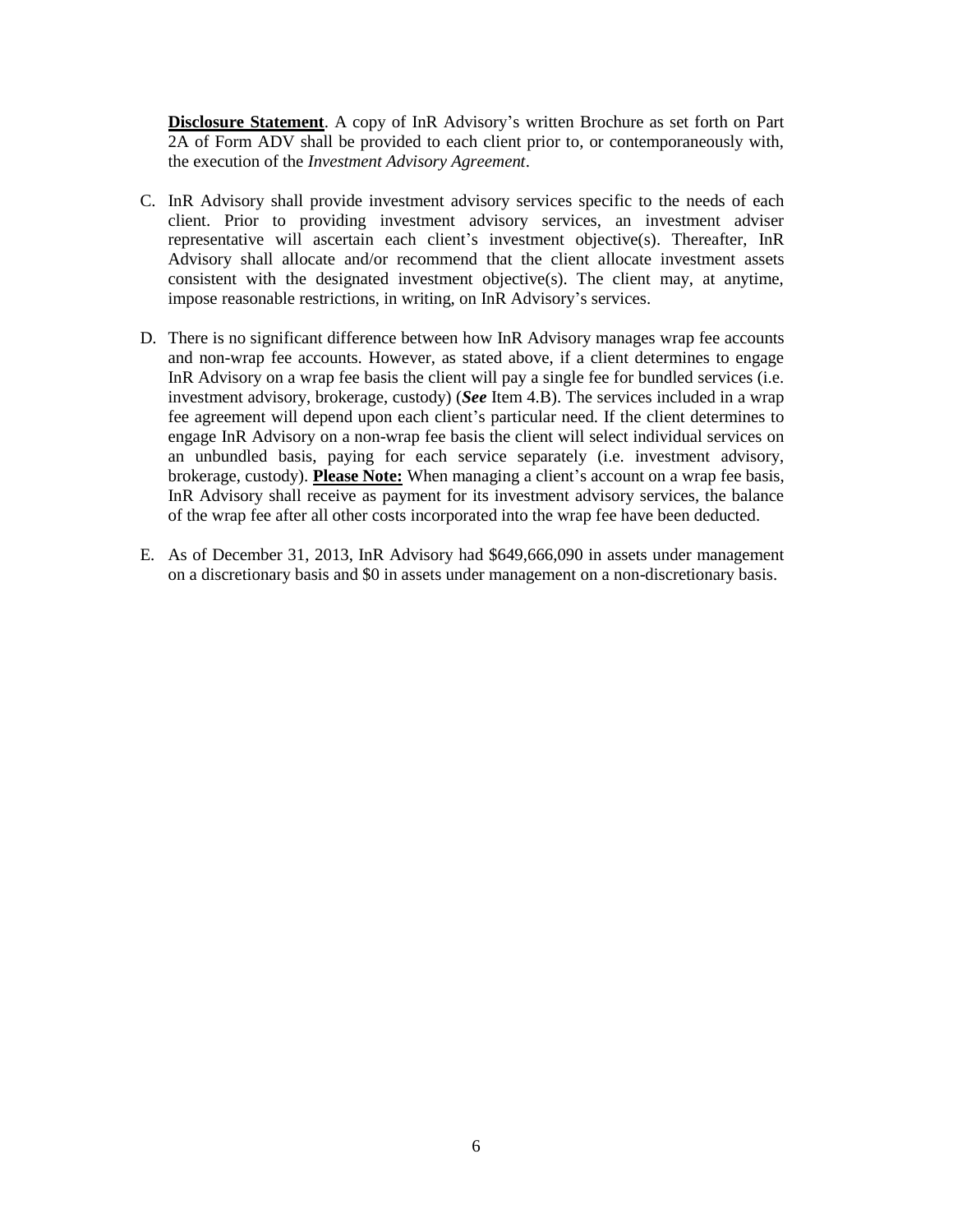**Disclosure Statement**. A copy of InR Advisory's written Brochure as set forth on Part 2A of Form ADV shall be provided to each client prior to, or contemporaneously with, the execution of the *Investment Advisory Agreement*.

C. InR Advisory shall provide investment advisory services specific to the needs of each client. Prior to providing investment advisory services, an investment adviser representative will ascertain each client's investment objective(s). Thereafter, InR Advisory shall allocate and/or recommend that the client allocate investment assets consistent with the designated investment objective(s). The client may, at anytime, impose reasonable restrictions, in writing, on InR Advisory's services.

D. There is no significant difference between how InR Advisory manages wrap fee accounts and non-wrap fee accounts. However, as stated above, if a client determines to engage InR Advisory on a wrap fee basis the client will pay a single fee for bundled services (i.e. investment advisory, brokerage, custody) (***See*** Item 4.B). The services included in a wrap fee agreement will depend upon each client's particular need. If the client determines to engage InR Advisory on a non-wrap fee basis the client will select individual services on an unbundled basis, paying for each service separately (i.e. investment advisory, brokerage, custody). **Please Note:** When managing a client's account on a wrap fee basis, InR Advisory shall receive as payment for its investment advisory services, the balance of the wrap fee after all other costs incorporated into the wrap fee have been deducted.

E. As of December 31, 2013, InR Advisory had $649,666,090 in assets under management on a discretionary basis and $0 in assets under management on a non-discretionary basis.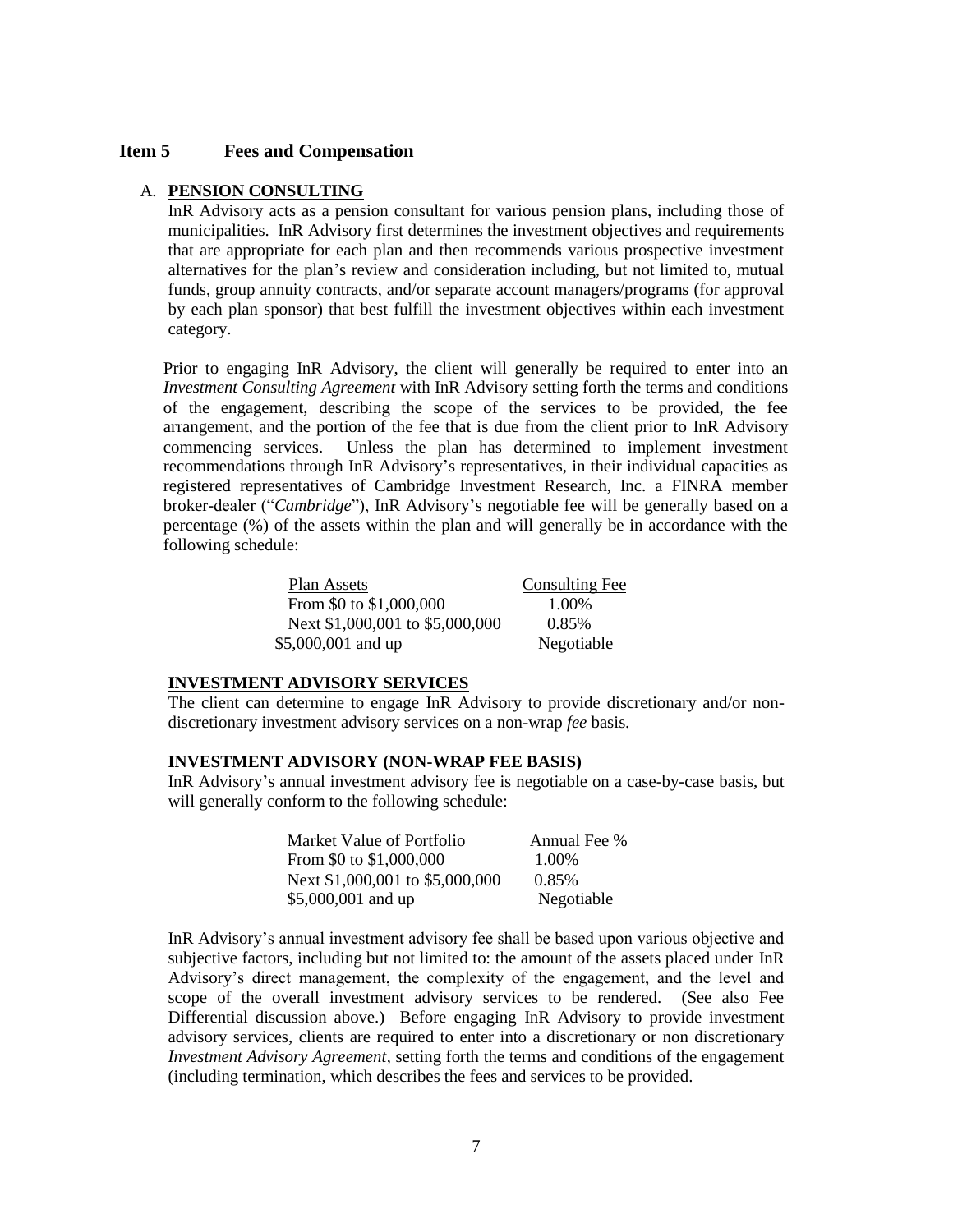## Item 5 Fees and Compensation

A. **PENSION CONSULTING**

InR Advisory acts as a pension consultant for various pension plans, including those of municipalities. InR Advisory first determines the investment objectives and requirements that are appropriate for each plan and then recommends various prospective investment alternatives for the plan's review and consideration including, but not limited to, mutual funds, group annuity contracts, and/or separate account managers/programs (for approval by each plan sponsor) that best fulfill the investment objectives within each investment category.

Prior to engaging InR Advisory, the client will generally be required to enter into an *Investment Consulting Agreement* with InR Advisory setting forth the terms and conditions of the engagement, describing the scope of the services to be provided, the fee arrangement, and the portion of the fee that is due from the client prior to InR Advisory commencing services. Unless the plan has determined to implement investment recommendations through InR Advisory's representatives, in their individual capacities as registered representatives of Cambridge Investment Research, Inc. a FINRA member broker-dealer ("*Cambridge*"), InR Advisory's negotiable fee will be generally based on a percentage (%) of the assets within the plan and will generally be in accordance with the following schedule:

| Plan Assets | Consulting Fee |
|---|---|
| From $0 to $1,000,000 | 1.00% |
| Next $1,000,001 to $5,000,000 | 0.85% |
| $5,000,001 and up | Negotiable |

**INVESTMENT ADVISORY SERVICES**

The client can determine to engage InR Advisory to provide discretionary and/or non-discretionary investment advisory services on a non-wrap *fee* basis.

**INVESTMENT ADVISORY (NON-WRAP FEE BASIS)**

InR Advisory's annual investment advisory fee is negotiable on a case-by-case basis, but will generally conform to the following schedule:

| Market Value of Portfolio | Annual Fee % |
|---|---|
| From $0 to $1,000,000 | 1.00% |
| Next $1,000,001 to $5,000,000 | 0.85% |
| $5,000,001 and up | Negotiable |

InR Advisory's annual investment advisory fee shall be based upon various objective and subjective factors, including but not limited to: the amount of the assets placed under InR Advisory's direct management, the complexity of the engagement, and the level and scope of the overall investment advisory services to be rendered. (See also Fee Differential discussion above.) Before engaging InR Advisory to provide investment advisory services, clients are required to enter into a discretionary or non discretionary *Investment Advisory Agreement*, setting forth the terms and conditions of the engagement (including termination, which describes the fees and services to be provided.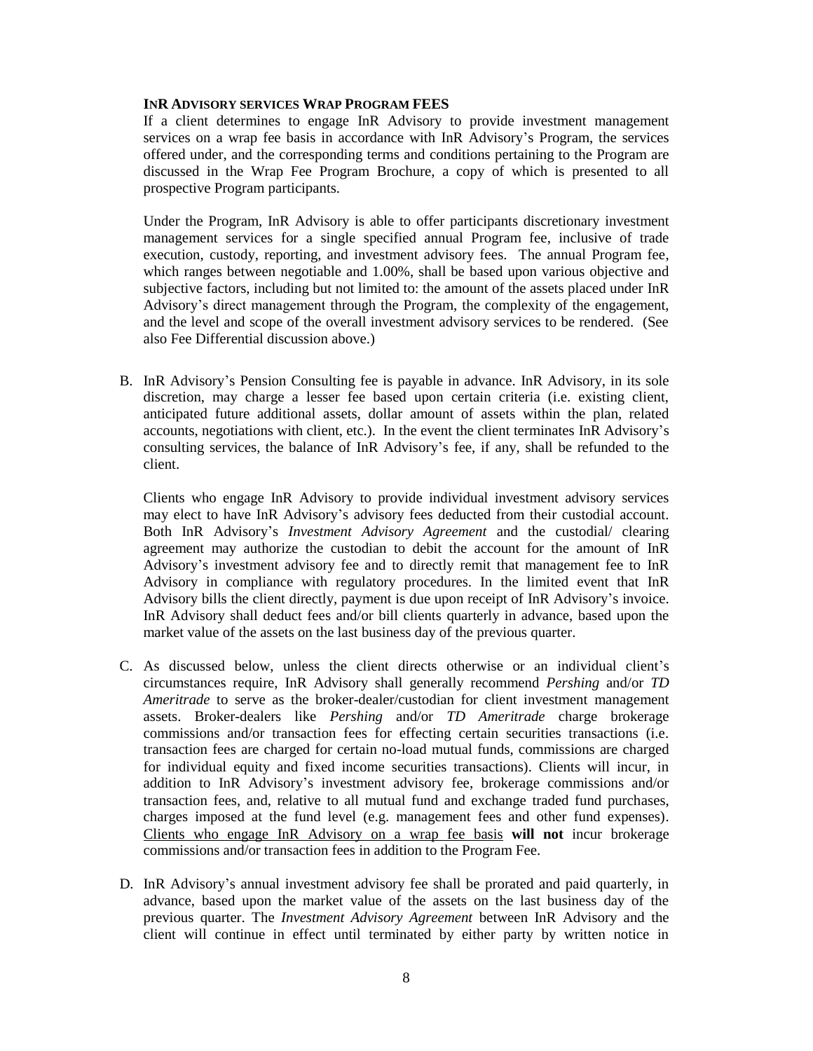**INR ADVISORY SERVICES WRAP PROGRAM FEES**

If a client determines to engage InR Advisory to provide investment management services on a wrap fee basis in accordance with InR Advisory's Program, the services offered under, and the corresponding terms and conditions pertaining to the Program are discussed in the Wrap Fee Program Brochure, a copy of which is presented to all prospective Program participants.

Under the Program, InR Advisory is able to offer participants discretionary investment management services for a single specified annual Program fee, inclusive of trade execution, custody, reporting, and investment advisory fees. The annual Program fee, which ranges between negotiable and 1.00%, shall be based upon various objective and subjective factors, including but not limited to: the amount of the assets placed under InR Advisory's direct management through the Program, the complexity of the engagement, and the level and scope of the overall investment advisory services to be rendered. (See also Fee Differential discussion above.)

B. InR Advisory's Pension Consulting fee is payable in advance. InR Advisory, in its sole discretion, may charge a lesser fee based upon certain criteria (i.e. existing client, anticipated future additional assets, dollar amount of assets within the plan, related accounts, negotiations with client, etc.). In the event the client terminates InR Advisory's consulting services, the balance of InR Advisory's fee, if any, shall be refunded to the client.

   Clients who engage InR Advisory to provide individual investment advisory services may elect to have InR Advisory's advisory fees deducted from their custodial account. Both InR Advisory's *Investment Advisory Agreement* and the custodial/ clearing agreement may authorize the custodian to debit the account for the amount of InR Advisory's investment advisory fee and to directly remit that management fee to InR Advisory in compliance with regulatory procedures. In the limited event that InR Advisory bills the client directly, payment is due upon receipt of InR Advisory's invoice. InR Advisory shall deduct fees and/or bill clients quarterly in advance, based upon the market value of the assets on the last business day of the previous quarter.

C. As discussed below, unless the client directs otherwise or an individual client's circumstances require, InR Advisory shall generally recommend *Pershing* and/or *TD Ameritrade* to serve as the broker-dealer/custodian for client investment management assets. Broker-dealers like *Pershing* and/or *TD Ameritrade* charge brokerage commissions and/or transaction fees for effecting certain securities transactions (i.e. transaction fees are charged for certain no-load mutual funds, commissions are charged for individual equity and fixed income securities transactions). Clients will incur, in addition to InR Advisory's investment advisory fee, brokerage commissions and/or transaction fees, and, relative to all mutual fund and exchange traded fund purchases, charges imposed at the fund level (e.g. management fees and other fund expenses). <u>Clients who engage InR Advisory on a wrap fee basis</u> **will not** incur brokerage commissions and/or transaction fees in addition to the Program Fee.

D. InR Advisory's annual investment advisory fee shall be prorated and paid quarterly, in advance, based upon the market value of the assets on the last business day of the previous quarter. The *Investment Advisory Agreement* between InR Advisory and the client will continue in effect until terminated by either party by written notice in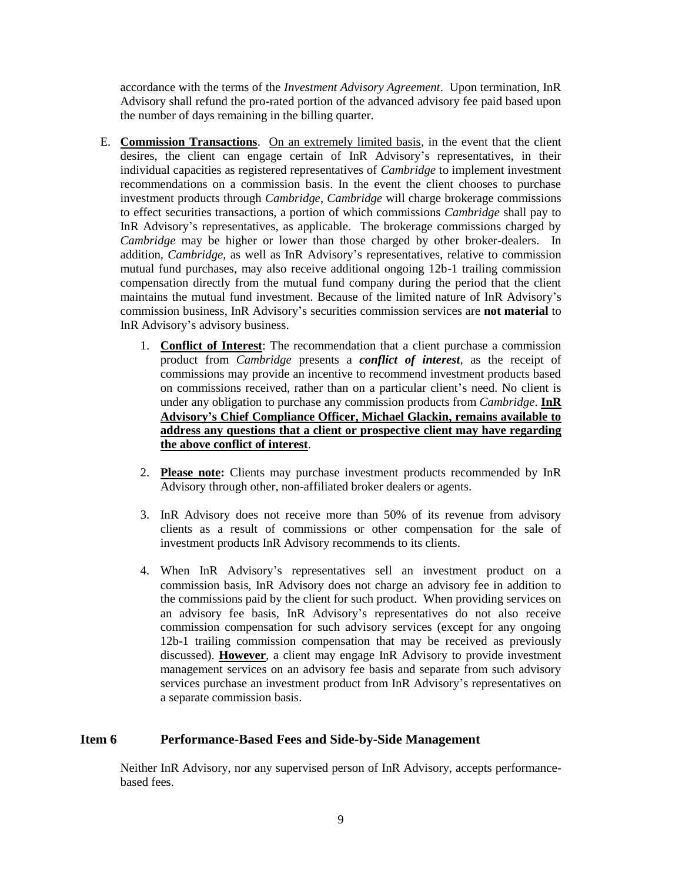accordance with the terms of the *Investment Advisory Agreement*. Upon termination, InR Advisory shall refund the pro-rated portion of the advanced advisory fee paid based upon the number of days remaining in the billing quarter.

E. **Commission Transactions**. On an extremely limited basis, in the event that the client desires, the client can engage certain of InR Advisory's representatives, in their individual capacities as registered representatives of *Cambridge* to implement investment recommendations on a commission basis. In the event the client chooses to purchase investment products through *Cambridge*, *Cambridge* will charge brokerage commissions to effect securities transactions, a portion of which commissions *Cambridge* shall pay to InR Advisory's representatives, as applicable. The brokerage commissions charged by *Cambridge* may be higher or lower than those charged by other broker-dealers. In addition, *Cambridge*, as well as InR Advisory's representatives, relative to commission mutual fund purchases, may also receive additional ongoing 12b-1 trailing commission compensation directly from the mutual fund company during the period that the client maintains the mutual fund investment. Because of the limited nature of InR Advisory's commission business, InR Advisory's securities commission services are **not material** to InR Advisory's advisory business.

   1. **Conflict of Interest**: The recommendation that a client purchase a commission product from *Cambridge* presents a ***conflict of interest***, as the receipt of commissions may provide an incentive to recommend investment products based on commissions received, rather than on a particular client's need. No client is under any obligation to purchase any commission products from *Cambridge*. **InR Advisory's Chief Compliance Officer, Michael Glackin, remains available to address any questions that a client or prospective client may have regarding the above conflict of interest**.

   2. **Please note:** Clients may purchase investment products recommended by InR Advisory through other, non-affiliated broker dealers or agents.

   3. InR Advisory does not receive more than 50% of its revenue from advisory clients as a result of commissions or other compensation for the sale of investment products InR Advisory recommends to its clients.

   4. When InR Advisory's representatives sell an investment product on a commission basis, InR Advisory does not charge an advisory fee in addition to the commissions paid by the client for such product. When providing services on an advisory fee basis, InR Advisory's representatives do not also receive commission compensation for such advisory services (except for any ongoing 12b-1 trailing commission compensation that may be received as previously discussed). **However**, a client may engage InR Advisory to provide investment management services on an advisory fee basis and separate from such advisory services purchase an investment product from InR Advisory's representatives on a separate commission basis.

## Item 6 Performance-Based Fees and Side-by-Side Management

Neither InR Advisory, nor any supervised person of InR Advisory, accepts performance-based fees.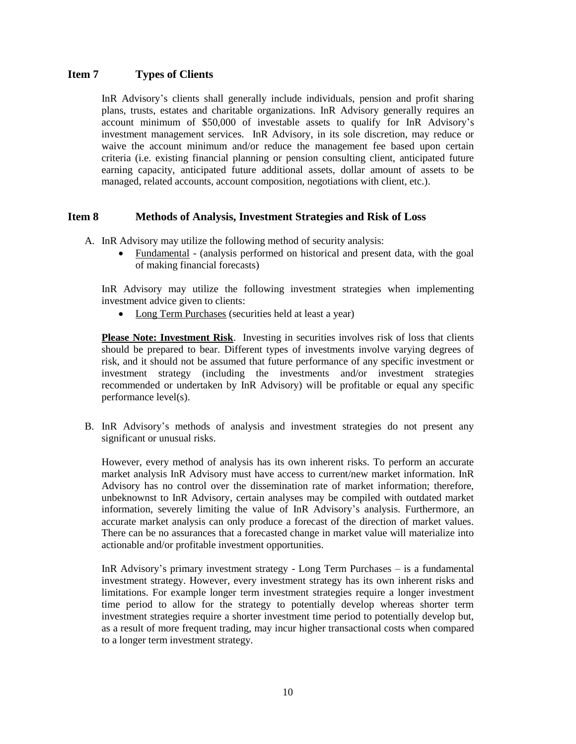## Item 7 Types of Clients

InR Advisory's clients shall generally include individuals, pension and profit sharing plans, trusts, estates and charitable organizations. InR Advisory generally requires an account minimum of $50,000 of investable assets to qualify for InR Advisory's investment management services. InR Advisory, in its sole discretion, may reduce or waive the account minimum and/or reduce the management fee based upon certain criteria (i.e. existing financial planning or pension consulting client, anticipated future earning capacity, anticipated future additional assets, dollar amount of assets to be managed, related accounts, account composition, negotiations with client, etc.).

## Item 8 Methods of Analysis, Investment Strategies and Risk of Loss

A. InR Advisory may utilize the following method of security analysis:

- Fundamental - (analysis performed on historical and present data, with the goal of making financial forecasts)

InR Advisory may utilize the following investment strategies when implementing investment advice given to clients:

- Long Term Purchases (securities held at least a year)

**Please Note: Investment Risk**. Investing in securities involves risk of loss that clients should be prepared to bear. Different types of investments involve varying degrees of risk, and it should not be assumed that future performance of any specific investment or investment strategy (including the investments and/or investment strategies recommended or undertaken by InR Advisory) will be profitable or equal any specific performance level(s).

B. InR Advisory's methods of analysis and investment strategies do not present any significant or unusual risks.

However, every method of analysis has its own inherent risks. To perform an accurate market analysis InR Advisory must have access to current/new market information. InR Advisory has no control over the dissemination rate of market information; therefore, unbeknownst to InR Advisory, certain analyses may be compiled with outdated market information, severely limiting the value of InR Advisory's analysis. Furthermore, an accurate market analysis can only produce a forecast of the direction of market values. There can be no assurances that a forecasted change in market value will materialize into actionable and/or profitable investment opportunities.

InR Advisory's primary investment strategy - Long Term Purchases – is a fundamental investment strategy. However, every investment strategy has its own inherent risks and limitations. For example longer term investment strategies require a longer investment time period to allow for the strategy to potentially develop whereas shorter term investment strategies require a shorter investment time period to potentially develop but, as a result of more frequent trading, may incur higher transactional costs when compared to a longer term investment strategy.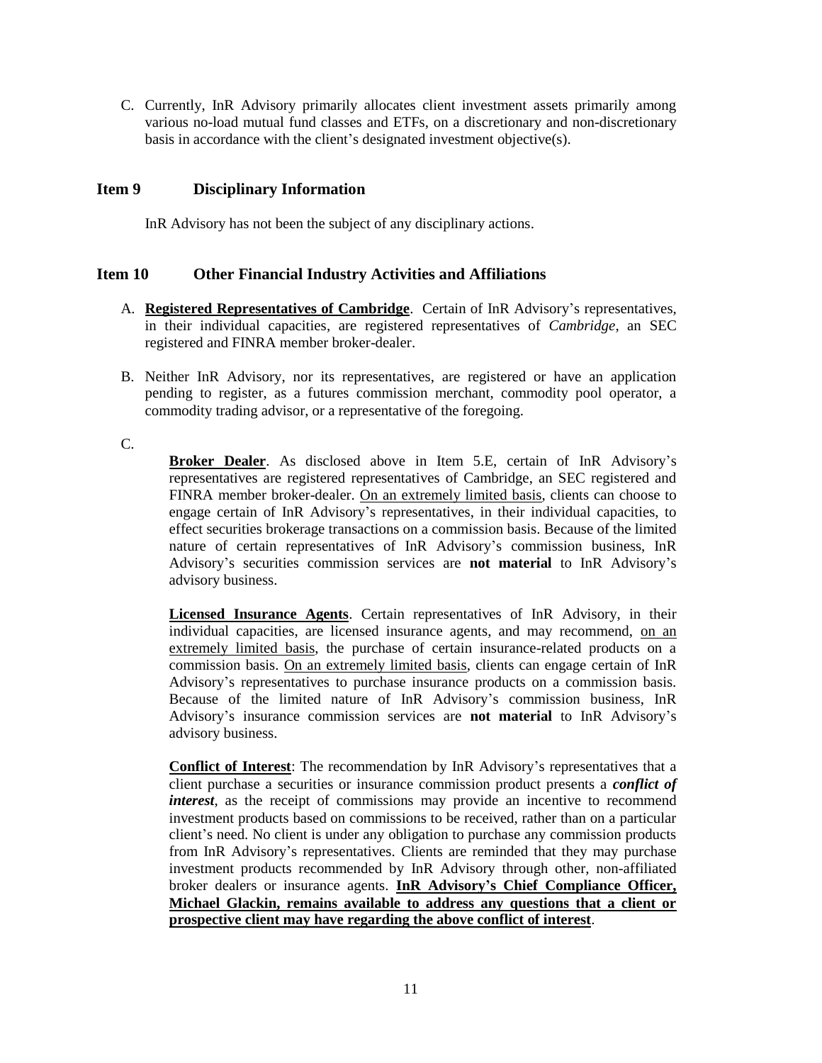C. Currently, InR Advisory primarily allocates client investment assets primarily among various no-load mutual fund classes and ETFs, on a discretionary and non-discretionary basis in accordance with the client's designated investment objective(s).

## Item 9 Disciplinary Information

InR Advisory has not been the subject of any disciplinary actions.

## Item 10 Other Financial Industry Activities and Affiliations

A. **Registered Representatives of Cambridge**. Certain of InR Advisory's representatives, in their individual capacities, are registered representatives of *Cambridge*, an SEC registered and FINRA member broker-dealer.

B. Neither InR Advisory, nor its representatives, are registered or have an application pending to register, as a futures commission merchant, commodity pool operator, a commodity trading advisor, or a representative of the foregoing.

C.

**Broker Dealer**. As disclosed above in Item 5.E, certain of InR Advisory's representatives are registered representatives of Cambridge, an SEC registered and FINRA member broker-dealer. On an extremely limited basis, clients can choose to engage certain of InR Advisory's representatives, in their individual capacities, to effect securities brokerage transactions on a commission basis. Because of the limited nature of certain representatives of InR Advisory's commission business, InR Advisory's securities commission services are **not material** to InR Advisory's advisory business.

**Licensed Insurance Agents**. Certain representatives of InR Advisory, in their individual capacities, are licensed insurance agents, and may recommend, on an extremely limited basis, the purchase of certain insurance-related products on a commission basis. On an extremely limited basis, clients can engage certain of InR Advisory's representatives to purchase insurance products on a commission basis. Because of the limited nature of InR Advisory's commission business, InR Advisory's insurance commission services are **not material** to InR Advisory's advisory business.

**Conflict of Interest**: The recommendation by InR Advisory's representatives that a client purchase a securities or insurance commission product presents a ***conflict of interest***, as the receipt of commissions may provide an incentive to recommend investment products based on commissions to be received, rather than on a particular client's need. No client is under any obligation to purchase any commission products from InR Advisory's representatives. Clients are reminded that they may purchase investment products recommended by InR Advisory through other, non-affiliated broker dealers or insurance agents. **InR Advisory's Chief Compliance Officer, Michael Glackin, remains available to address any questions that a client or prospective client may have regarding the above conflict of interest**.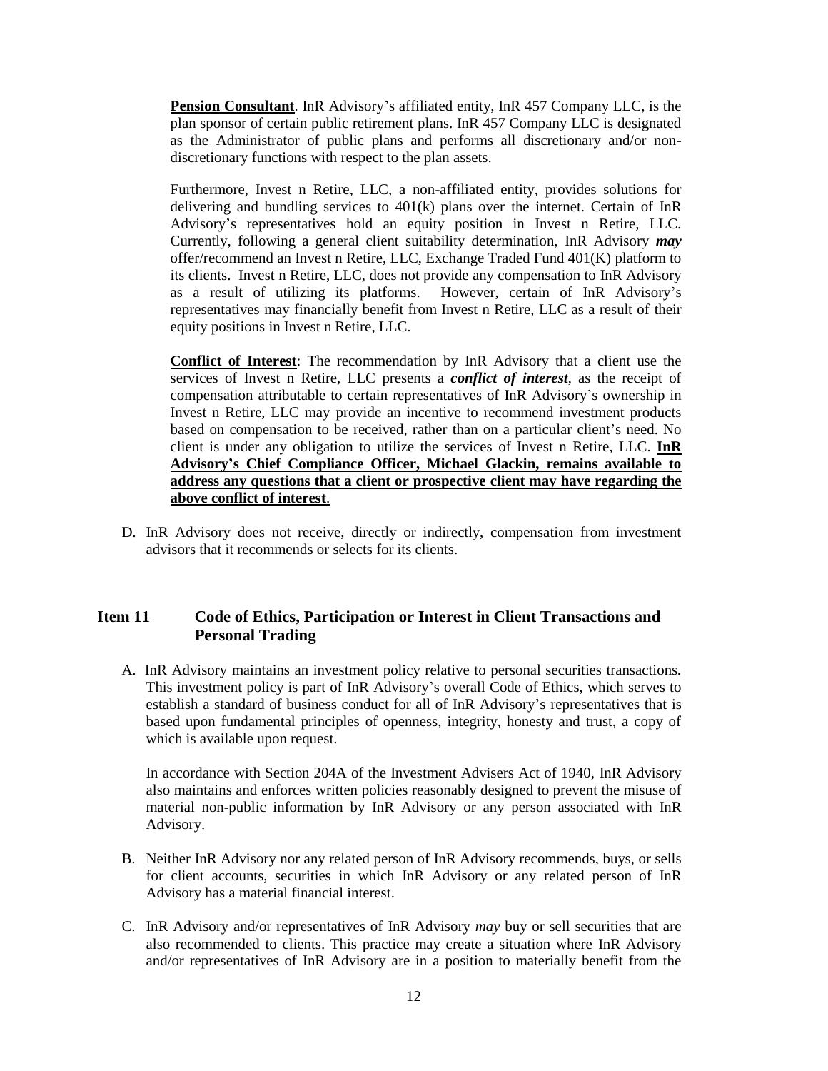**Pension Consultant**. InR Advisory's affiliated entity, InR 457 Company LLC, is the plan sponsor of certain public retirement plans. InR 457 Company LLC is designated as the Administrator of public plans and performs all discretionary and/or non-discretionary functions with respect to the plan assets.

Furthermore, Invest n Retire, LLC, a non-affiliated entity, provides solutions for delivering and bundling services to 401(k) plans over the internet. Certain of InR Advisory's representatives hold an equity position in Invest n Retire, LLC. Currently, following a general client suitability determination, InR Advisory ***may*** offer/recommend an Invest n Retire, LLC, Exchange Traded Fund 401(K) platform to its clients. Invest n Retire, LLC, does not provide any compensation to InR Advisory as a result of utilizing its platforms. However, certain of InR Advisory's representatives may financially benefit from Invest n Retire, LLC as a result of their equity positions in Invest n Retire, LLC.

**Conflict of Interest**: The recommendation by InR Advisory that a client use the services of Invest n Retire, LLC presents a ***conflict of interest***, as the receipt of compensation attributable to certain representatives of InR Advisory's ownership in Invest n Retire, LLC may provide an incentive to recommend investment products based on compensation to be received, rather than on a particular client's need. No client is under any obligation to utilize the services of Invest n Retire, LLC. **InR Advisory's Chief Compliance Officer, Michael Glackin, remains available to address any questions that a client or prospective client may have regarding the above conflict of interest**.

D. InR Advisory does not receive, directly or indirectly, compensation from investment advisors that it recommends or selects for its clients.

## Item 11 Code of Ethics, Participation or Interest in Client Transactions and Personal Trading

A. InR Advisory maintains an investment policy relative to personal securities transactions. This investment policy is part of InR Advisory's overall Code of Ethics, which serves to establish a standard of business conduct for all of InR Advisory's representatives that is based upon fundamental principles of openness, integrity, honesty and trust, a copy of which is available upon request.

   In accordance with Section 204A of the Investment Advisers Act of 1940, InR Advisory also maintains and enforces written policies reasonably designed to prevent the misuse of material non-public information by InR Advisory or any person associated with InR Advisory.

B. Neither InR Advisory nor any related person of InR Advisory recommends, buys, or sells for client accounts, securities in which InR Advisory or any related person of InR Advisory has a material financial interest.

C. InR Advisory and/or representatives of InR Advisory *may* buy or sell securities that are also recommended to clients. This practice may create a situation where InR Advisory and/or representatives of InR Advisory are in a position to materially benefit from the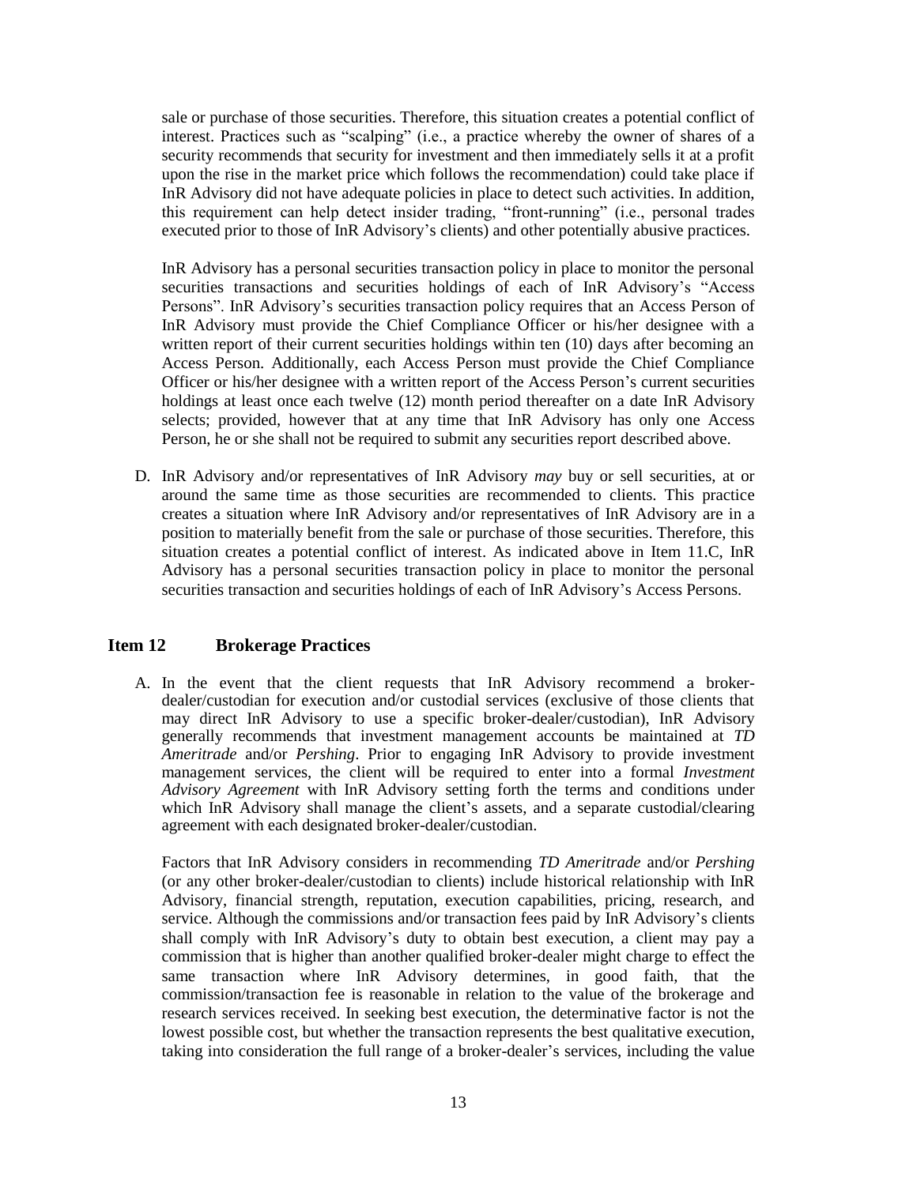sale or purchase of those securities. Therefore, this situation creates a potential conflict of interest. Practices such as "scalping" (i.e., a practice whereby the owner of shares of a security recommends that security for investment and then immediately sells it at a profit upon the rise in the market price which follows the recommendation) could take place if InR Advisory did not have adequate policies in place to detect such activities. In addition, this requirement can help detect insider trading, "front-running" (i.e., personal trades executed prior to those of InR Advisory's clients) and other potentially abusive practices.

InR Advisory has a personal securities transaction policy in place to monitor the personal securities transactions and securities holdings of each of InR Advisory's "Access Persons". InR Advisory's securities transaction policy requires that an Access Person of InR Advisory must provide the Chief Compliance Officer or his/her designee with a written report of their current securities holdings within ten (10) days after becoming an Access Person. Additionally, each Access Person must provide the Chief Compliance Officer or his/her designee with a written report of the Access Person's current securities holdings at least once each twelve (12) month period thereafter on a date InR Advisory selects; provided, however that at any time that InR Advisory has only one Access Person, he or she shall not be required to submit any securities report described above.

D. InR Advisory and/or representatives of InR Advisory *may* buy or sell securities, at or around the same time as those securities are recommended to clients. This practice creates a situation where InR Advisory and/or representatives of InR Advisory are in a position to materially benefit from the sale or purchase of those securities. Therefore, this situation creates a potential conflict of interest. As indicated above in Item 11.C, InR Advisory has a personal securities transaction policy in place to monitor the personal securities transaction and securities holdings of each of InR Advisory's Access Persons.

## Item 12 Brokerage Practices

A. In the event that the client requests that InR Advisory recommend a broker-dealer/custodian for execution and/or custodial services (exclusive of those clients that may direct InR Advisory to use a specific broker-dealer/custodian), InR Advisory generally recommends that investment management accounts be maintained at *TD Ameritrade* and/or *Pershing*. Prior to engaging InR Advisory to provide investment management services, the client will be required to enter into a formal *Investment Advisory Agreement* with InR Advisory setting forth the terms and conditions under which InR Advisory shall manage the client's assets, and a separate custodial/clearing agreement with each designated broker-dealer/custodian.

Factors that InR Advisory considers in recommending *TD Ameritrade* and/or *Pershing* (or any other broker-dealer/custodian to clients) include historical relationship with InR Advisory, financial strength, reputation, execution capabilities, pricing, research, and service. Although the commissions and/or transaction fees paid by InR Advisory's clients shall comply with InR Advisory's duty to obtain best execution, a client may pay a commission that is higher than another qualified broker-dealer might charge to effect the same transaction where InR Advisory determines, in good faith, that the commission/transaction fee is reasonable in relation to the value of the brokerage and research services received. In seeking best execution, the determinative factor is not the lowest possible cost, but whether the transaction represents the best qualitative execution, taking into consideration the full range of a broker-dealer's services, including the value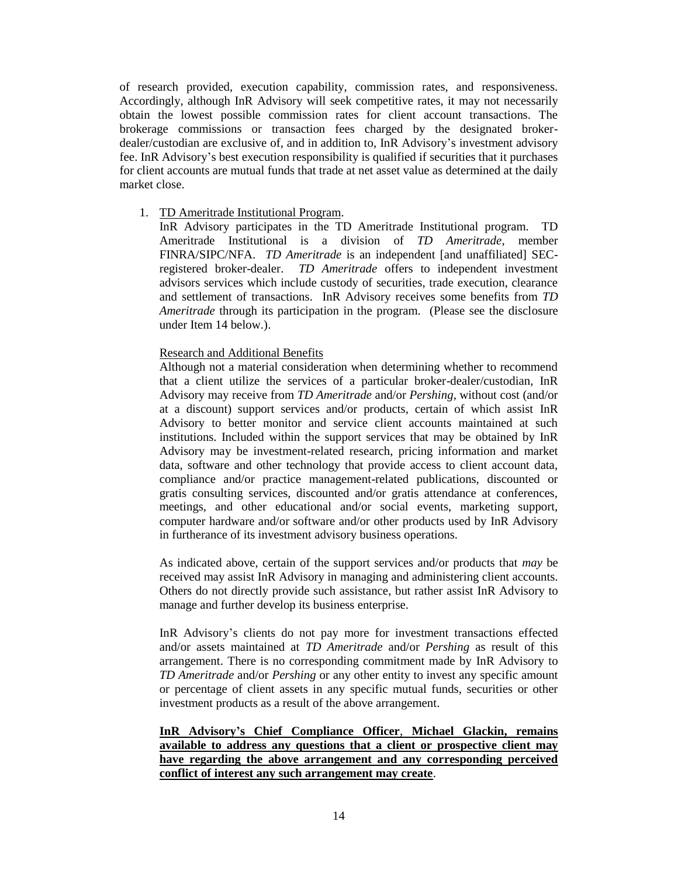of research provided, execution capability, commission rates, and responsiveness. Accordingly, although InR Advisory will seek competitive rates, it may not necessarily obtain the lowest possible commission rates for client account transactions. The brokerage commissions or transaction fees charged by the designated broker-dealer/custodian are exclusive of, and in addition to, InR Advisory's investment advisory fee. InR Advisory's best execution responsibility is qualified if securities that it purchases for client accounts are mutual funds that trade at net asset value as determined at the daily market close.

1. <u>TD Ameritrade Institutional Program</u>.
   InR Advisory participates in the TD Ameritrade Institutional program. TD Ameritrade Institutional is a division of *TD Ameritrade*, member FINRA/SIPC/NFA. *TD Ameritrade* is an independent [and unaffiliated] SEC-registered broker-dealer. *TD Ameritrade* offers to independent investment advisors services which include custody of securities, trade execution, clearance and settlement of transactions. InR Advisory receives some benefits from *TD Ameritrade* through its participation in the program. (Please see the disclosure under Item 14 below.).

   <u>Research and Additional Benefits</u>
   Although not a material consideration when determining whether to recommend that a client utilize the services of a particular broker-dealer/custodian, InR Advisory may receive from *TD Ameritrade* and/or *Pershing*, without cost (and/or at a discount) support services and/or products, certain of which assist InR Advisory to better monitor and service client accounts maintained at such institutions. Included within the support services that may be obtained by InR Advisory may be investment-related research, pricing information and market data, software and other technology that provide access to client account data, compliance and/or practice management-related publications, discounted or gratis consulting services, discounted and/or gratis attendance at conferences, meetings, and other educational and/or social events, marketing support, computer hardware and/or software and/or other products used by InR Advisory in furtherance of its investment advisory business operations.

   As indicated above, certain of the support services and/or products that *may* be received may assist InR Advisory in managing and administering client accounts. Others do not directly provide such assistance, but rather assist InR Advisory to manage and further develop its business enterprise.

   InR Advisory's clients do not pay more for investment transactions effected and/or assets maintained at *TD Ameritrade* and/or *Pershing* as result of this arrangement. There is no corresponding commitment made by InR Advisory to *TD Ameritrade* and/or *Pershing* or any other entity to invest any specific amount or percentage of client assets in any specific mutual funds, securities or other investment products as a result of the above arrangement.

   **<u>InR Advisory's Chief Compliance Officer</u>, <u>Michael Glackin, remains available to address any questions that a client or prospective client may have regarding the above arrangement and any corresponding perceived conflict of interest any such arrangement may create</u>**.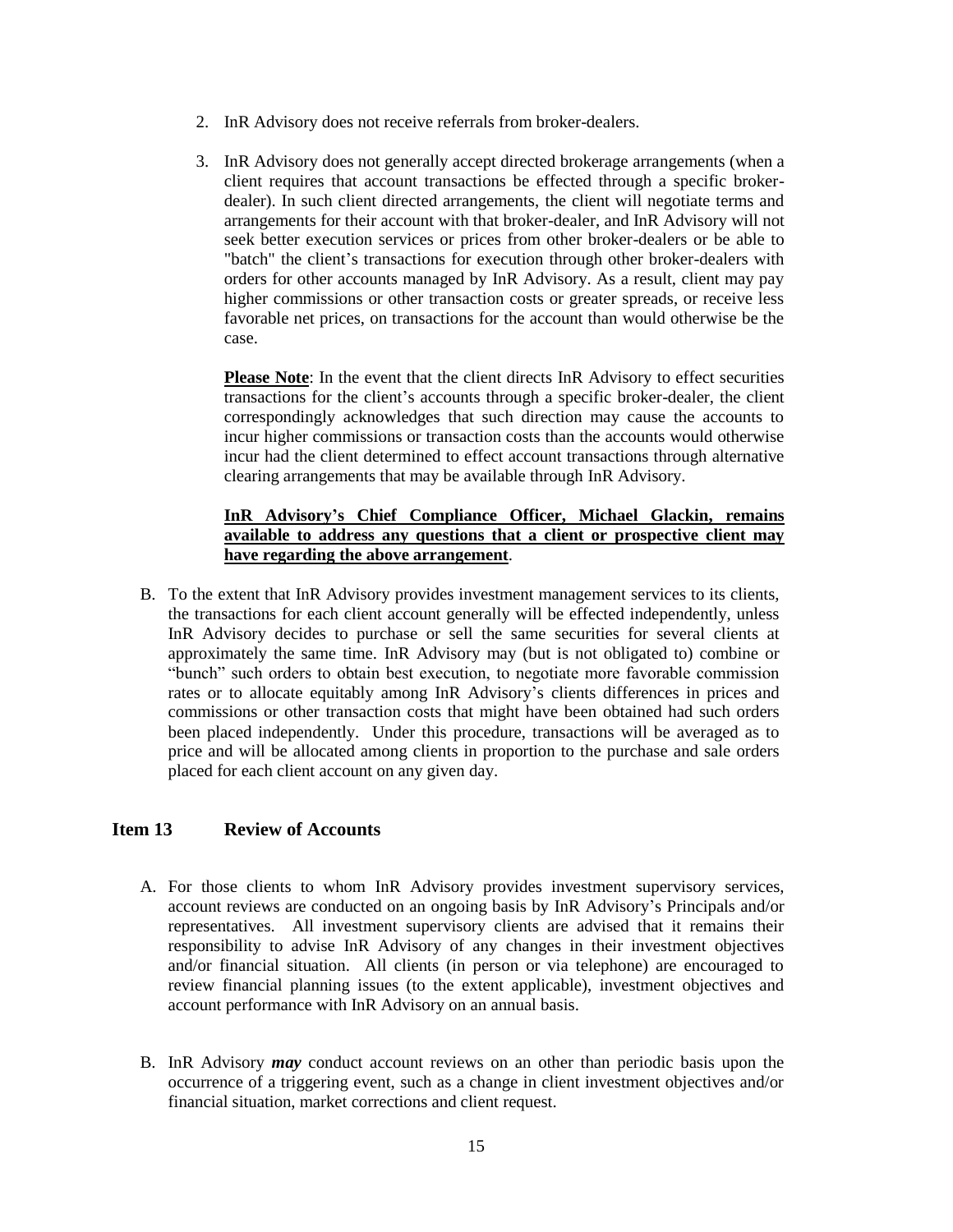2. InR Advisory does not receive referrals from broker-dealers.

3. InR Advisory does not generally accept directed brokerage arrangements (when a client requires that account transactions be effected through a specific broker-dealer). In such client directed arrangements, the client will negotiate terms and arrangements for their account with that broker-dealer, and InR Advisory will not seek better execution services or prices from other broker-dealers or be able to "batch" the client's transactions for execution through other broker-dealers with orders for other accounts managed by InR Advisory. As a result, client may pay higher commissions or other transaction costs or greater spreads, or receive less favorable net prices, on transactions for the account than would otherwise be the case.

   **Please Note**: In the event that the client directs InR Advisory to effect securities transactions for the client's accounts through a specific broker-dealer, the client correspondingly acknowledges that such direction may cause the accounts to incur higher commissions or transaction costs than the accounts would otherwise incur had the client determined to effect account transactions through alternative clearing arrangements that may be available through InR Advisory.

   **InR Advisory's Chief Compliance Officer, Michael Glackin, remains available to address any questions that a client or prospective client may have regarding the above arrangement**.

B. To the extent that InR Advisory provides investment management services to its clients, the transactions for each client account generally will be effected independently, unless InR Advisory decides to purchase or sell the same securities for several clients at approximately the same time. InR Advisory may (but is not obligated to) combine or "bunch" such orders to obtain best execution, to negotiate more favorable commission rates or to allocate equitably among InR Advisory's clients differences in prices and commissions or other transaction costs that might have been obtained had such orders been placed independently. Under this procedure, transactions will be averaged as to price and will be allocated among clients in proportion to the purchase and sale orders placed for each client account on any given day.

## Item 13 Review of Accounts

A. For those clients to whom InR Advisory provides investment supervisory services, account reviews are conducted on an ongoing basis by InR Advisory's Principals and/or representatives. All investment supervisory clients are advised that it remains their responsibility to advise InR Advisory of any changes in their investment objectives and/or financial situation. All clients (in person or via telephone) are encouraged to review financial planning issues (to the extent applicable), investment objectives and account performance with InR Advisory on an annual basis.

B. InR Advisory ***may*** conduct account reviews on an other than periodic basis upon the occurrence of a triggering event, such as a change in client investment objectives and/or financial situation, market corrections and client request.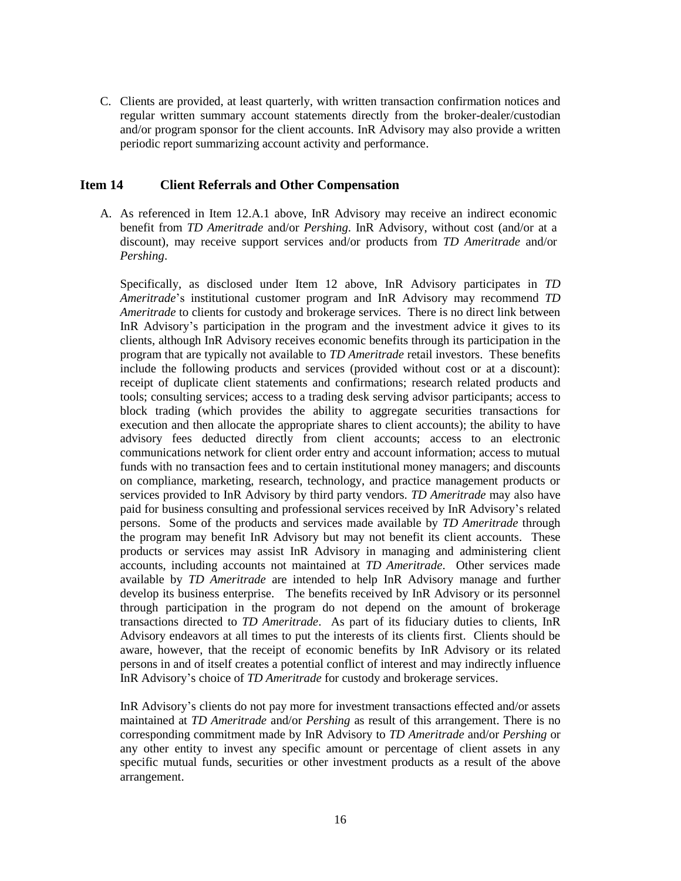C. Clients are provided, at least quarterly, with written transaction confirmation notices and regular written summary account statements directly from the broker-dealer/custodian and/or program sponsor for the client accounts. InR Advisory may also provide a written periodic report summarizing account activity and performance.

## Item 14 Client Referrals and Other Compensation

A. As referenced in Item 12.A.1 above, InR Advisory may receive an indirect economic benefit from *TD Ameritrade* and/or *Pershing*. InR Advisory, without cost (and/or at a discount), may receive support services and/or products from *TD Ameritrade* and/or *Pershing*.

Specifically, as disclosed under Item 12 above, InR Advisory participates in *TD Ameritrade*'s institutional customer program and InR Advisory may recommend *TD Ameritrade* to clients for custody and brokerage services. There is no direct link between InR Advisory's participation in the program and the investment advice it gives to its clients, although InR Advisory receives economic benefits through its participation in the program that are typically not available to *TD Ameritrade* retail investors. These benefits include the following products and services (provided without cost or at a discount): receipt of duplicate client statements and confirmations; research related products and tools; consulting services; access to a trading desk serving advisor participants; access to block trading (which provides the ability to aggregate securities transactions for execution and then allocate the appropriate shares to client accounts); the ability to have advisory fees deducted directly from client accounts; access to an electronic communications network for client order entry and account information; access to mutual funds with no transaction fees and to certain institutional money managers; and discounts on compliance, marketing, research, technology, and practice management products or services provided to InR Advisory by third party vendors. *TD Ameritrade* may also have paid for business consulting and professional services received by InR Advisory's related persons. Some of the products and services made available by *TD Ameritrade* through the program may benefit InR Advisory but may not benefit its client accounts. These products or services may assist InR Advisory in managing and administering client accounts, including accounts not maintained at *TD Ameritrade*. Other services made available by *TD Ameritrade* are intended to help InR Advisory manage and further develop its business enterprise. The benefits received by InR Advisory or its personnel through participation in the program do not depend on the amount of brokerage transactions directed to *TD Ameritrade*. As part of its fiduciary duties to clients, InR Advisory endeavors at all times to put the interests of its clients first. Clients should be aware, however, that the receipt of economic benefits by InR Advisory or its related persons in and of itself creates a potential conflict of interest and may indirectly influence InR Advisory's choice of *TD Ameritrade* for custody and brokerage services.

InR Advisory's clients do not pay more for investment transactions effected and/or assets maintained at *TD Ameritrade* and/or *Pershing* as result of this arrangement. There is no corresponding commitment made by InR Advisory to *TD Ameritrade* and/or *Pershing* or any other entity to invest any specific amount or percentage of client assets in any specific mutual funds, securities or other investment products as a result of the above arrangement.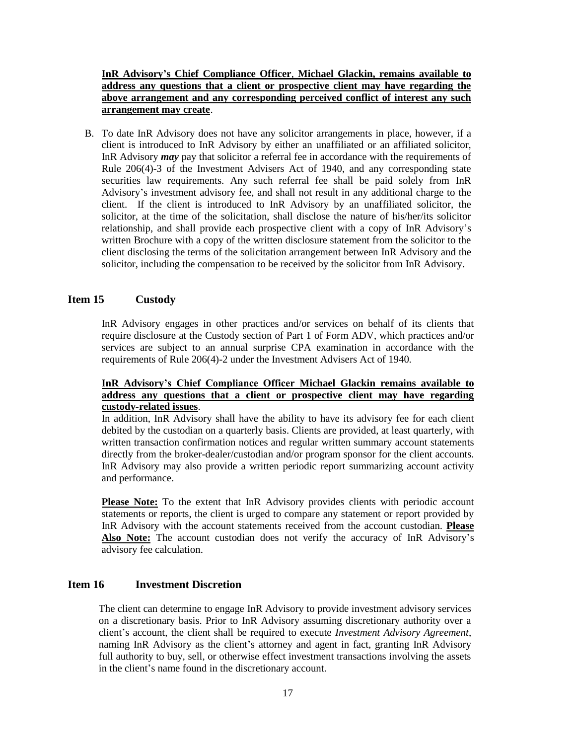**InR Advisory's Chief Compliance Officer**, **Michael Glackin, remains available to address any questions that a client or prospective client may have regarding the above arrangement and any corresponding perceived conflict of interest any such arrangement may create**.

B. To date InR Advisory does not have any solicitor arrangements in place, however, if a client is introduced to InR Advisory by either an unaffiliated or an affiliated solicitor, InR Advisory ***may*** pay that solicitor a referral fee in accordance with the requirements of Rule 206(4)-3 of the Investment Advisers Act of 1940, and any corresponding state securities law requirements. Any such referral fee shall be paid solely from InR Advisory's investment advisory fee, and shall not result in any additional charge to the client. If the client is introduced to InR Advisory by an unaffiliated solicitor, the solicitor, at the time of the solicitation, shall disclose the nature of his/her/its solicitor relationship, and shall provide each prospective client with a copy of InR Advisory's written Brochure with a copy of the written disclosure statement from the solicitor to the client disclosing the terms of the solicitation arrangement between InR Advisory and the solicitor, including the compensation to be received by the solicitor from InR Advisory.

## Item 15 Custody

InR Advisory engages in other practices and/or services on behalf of its clients that require disclosure at the Custody section of Part 1 of Form ADV, which practices and/or services are subject to an annual surprise CPA examination in accordance with the requirements of Rule 206(4)-2 under the Investment Advisers Act of 1940.

**InR Advisory's Chief Compliance Officer Michael Glackin remains available to address any questions that a client or prospective client may have regarding custody-related issues**.

In addition, InR Advisory shall have the ability to have its advisory fee for each client debited by the custodian on a quarterly basis. Clients are provided, at least quarterly, with written transaction confirmation notices and regular written summary account statements directly from the broker-dealer/custodian and/or program sponsor for the client accounts. InR Advisory may also provide a written periodic report summarizing account activity and performance.

**Please Note:** To the extent that InR Advisory provides clients with periodic account statements or reports, the client is urged to compare any statement or report provided by InR Advisory with the account statements received from the account custodian. **Please Also Note:** The account custodian does not verify the accuracy of InR Advisory's advisory fee calculation.

## Item 16 Investment Discretion

The client can determine to engage InR Advisory to provide investment advisory services on a discretionary basis. Prior to InR Advisory assuming discretionary authority over a client's account, the client shall be required to execute *Investment Advisory Agreement*, naming InR Advisory as the client's attorney and agent in fact, granting InR Advisory full authority to buy, sell, or otherwise effect investment transactions involving the assets in the client's name found in the discretionary account.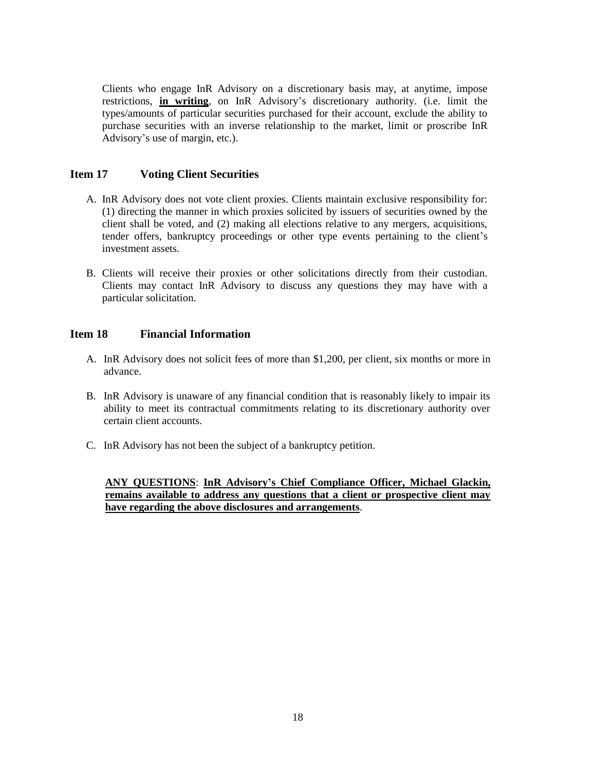Clients who engage InR Advisory on a discretionary basis may, at anytime, impose restrictions, **in writing**, on InR Advisory's discretionary authority. (i.e. limit the types/amounts of particular securities purchased for their account, exclude the ability to purchase securities with an inverse relationship to the market, limit or proscribe InR Advisory's use of margin, etc.).

## Item 17 Voting Client Securities

A. InR Advisory does not vote client proxies. Clients maintain exclusive responsibility for: (1) directing the manner in which proxies solicited by issuers of securities owned by the client shall be voted, and (2) making all elections relative to any mergers, acquisitions, tender offers, bankruptcy proceedings or other type events pertaining to the client's investment assets.

B. Clients will receive their proxies or other solicitations directly from their custodian. Clients may contact InR Advisory to discuss any questions they may have with a particular solicitation.

## Item 18 Financial Information

A. InR Advisory does not solicit fees of more than $1,200, per client, six months or more in advance.

B. InR Advisory is unaware of any financial condition that is reasonably likely to impair its ability to meet its contractual commitments relating to its discretionary authority over certain client accounts.

C. InR Advisory has not been the subject of a bankruptcy petition.

**ANY QUESTIONS**: **InR Advisory's Chief Compliance Officer, Michael Glackin, remains available to address any questions that a client or prospective client may have regarding the above disclosures and arrangements**.